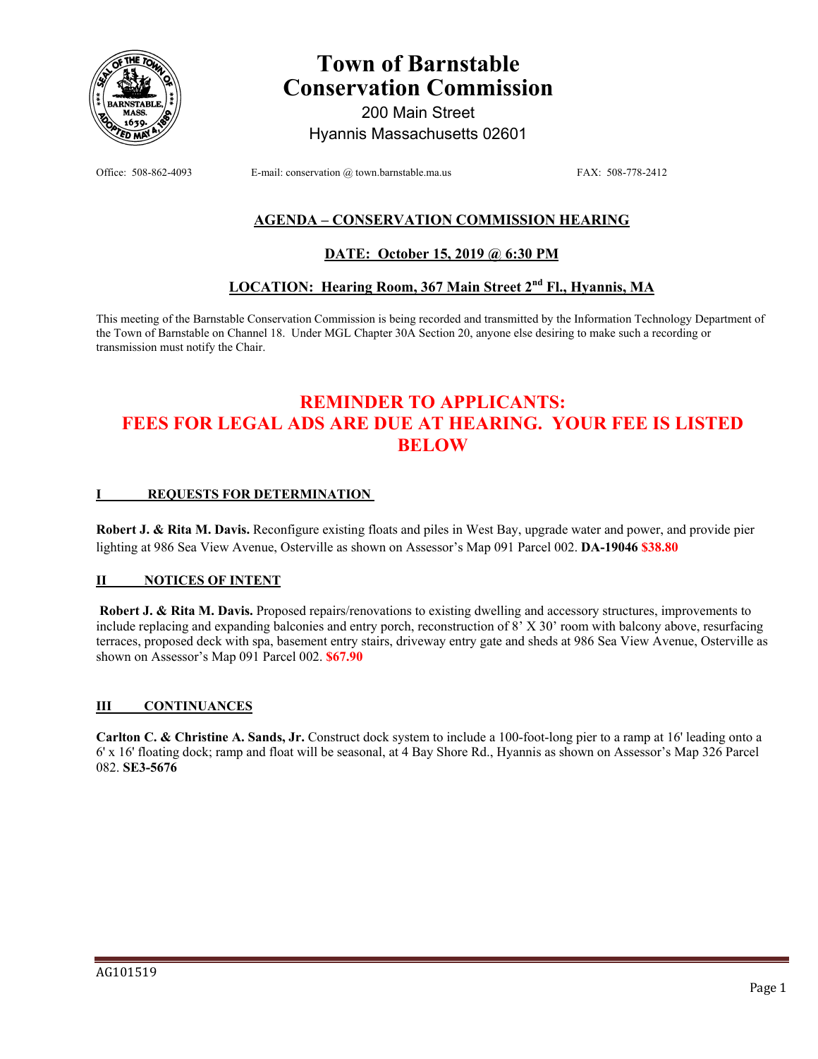# Town of Barnstable
# Conservation Commission

200 Main Street
Hyannis Massachusetts 02601

Office: 508-862-4093 E-mail: conservation @ town.barnstable.ma.us FAX: 508-778-2412

## AGENDA – CONSERVATION COMMISSION HEARING

## DATE: October 15, 2019 @ 6:30 PM

## LOCATION: Hearing Room, 367 Main Street 2nd Fl., Hyannis, MA

This meeting of the Barnstable Conservation Commission is being recorded and transmitted by the Information Technology Department of the Town of Barnstable on Channel 18. Under MGL Chapter 30A Section 20, anyone else desiring to make such a recording or transmission must notify the Chair.

## REMINDER TO APPLICANTS: FEES FOR LEGAL ADS ARE DUE AT HEARING. YOUR FEE IS LISTED BELOW

### I REQUESTS FOR DETERMINATION

**Robert J. & Rita M. Davis.** Reconfigure existing floats and piles in West Bay, upgrade water and power, and provide pier lighting at 986 Sea View Avenue, Osterville as shown on Assessor's Map 091 Parcel 002. **DA-19046** **$38.80**

### II NOTICES OF INTENT

**Robert J. & Rita M. Davis.** Proposed repairs/renovations to existing dwelling and accessory structures, improvements to include replacing and expanding balconies and entry porch, reconstruction of 8' X 30' room with balcony above, resurfacing terraces, proposed deck with spa, basement entry stairs, driveway entry gate and sheds at 986 Sea View Avenue, Osterville as shown on Assessor's Map 091 Parcel 002. **$67.90**

### III CONTINUANCES

**Carlton C. & Christine A. Sands, Jr.** Construct dock system to include a 100-foot-long pier to a ramp at 16' leading onto a 6' x 16' floating dock; ramp and float will be seasonal, at 4 Bay Shore Rd., Hyannis as shown on Assessor's Map 326 Parcel 082. **SE3-5676**

AG101519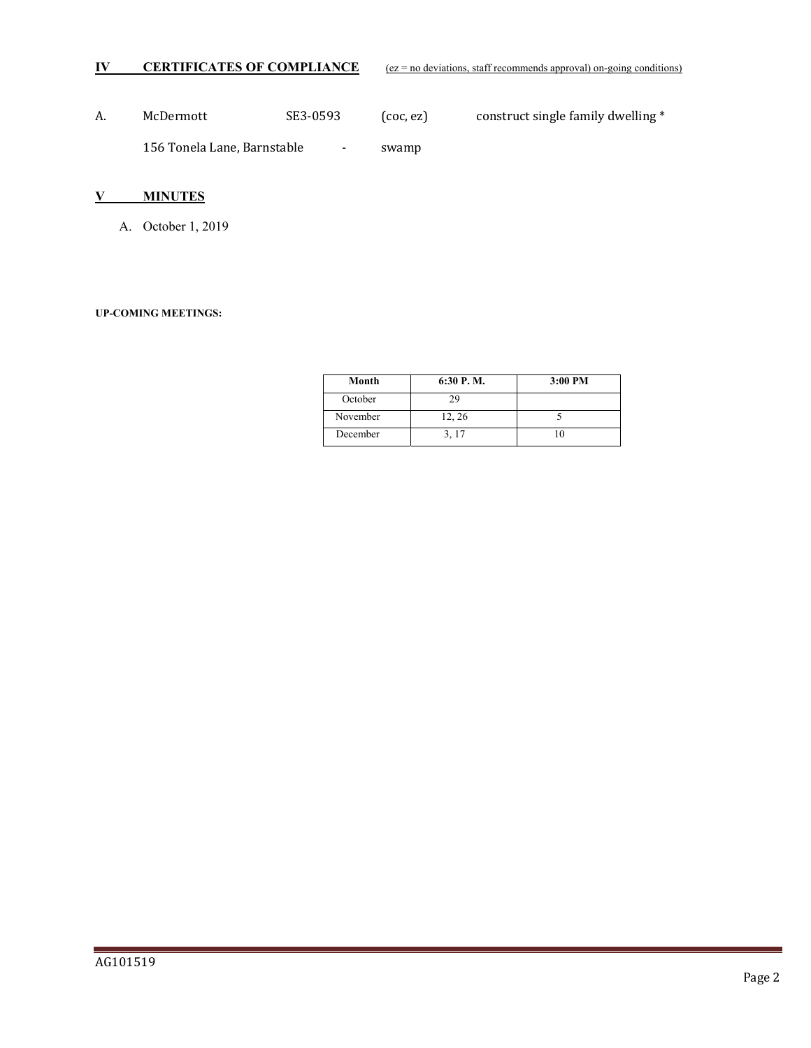## IV CERTIFICATES OF COMPLIANCE (ez = no deviations, staff recommends approval) on-going conditions)

A. McDermott SE3-0593 (coc, ez) construct single family dwelling *

156 Tonela Lane, Barnstable - swamp

## V MINUTES

A. October 1, 2019

**UP-COMING MEETINGS:**

| Month | 6:30 P. M. | 3:00 PM |
|---|---|---|
| October | 29 | |
| November | 12, 26 | 5 |
| December | 3, 17 | 10 |

AG101519